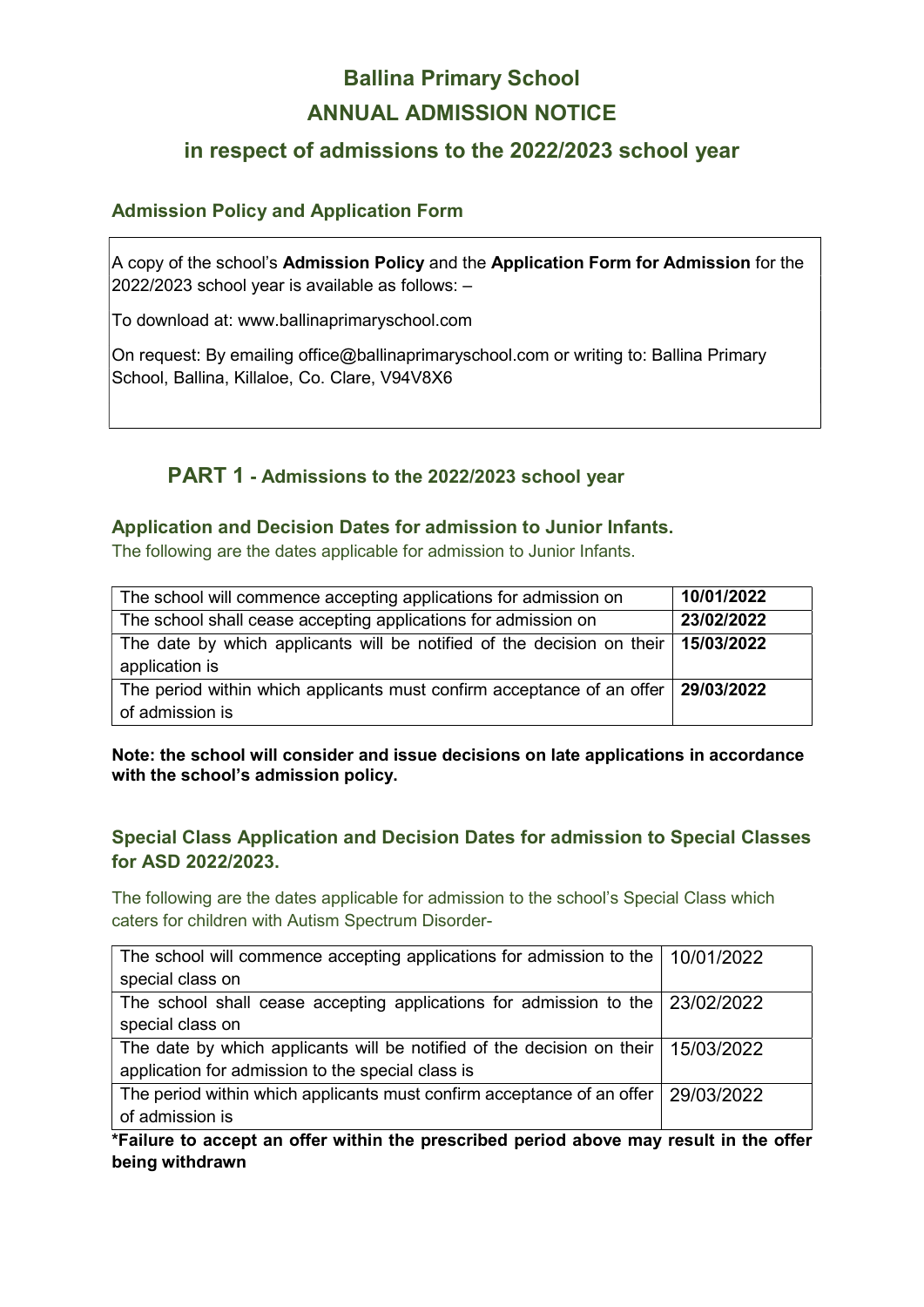# Ballina Primary School

# ANNUAL ADMISSION NOTICE

## in respect of admissions to the 2022/2023 school year

### Admission Policy and Application Form

A copy of the school's **Admission Policy** and the **Application Form for Admission** for the 2022/2023 school year is available as follows: –

To download at: www.ballinaprimaryschool.com

On request: By emailing office@ballinaprimaryschool.com or writing to: Ballina Primary School, Ballina, Killaloe, Co. Clare, V94V8X6

## PART 1 - Admissions to the 2022/2023 school year

### Application and Decision Dates for admission to Junior Infants.

The following are the dates applicable for admission to Junior Infants.

| | |
|---|---|
| The school will commence accepting applications for admission on | **10/01/2022** |
| The school shall cease accepting applications for admission on | **23/02/2022** |
| The date by which applicants will be notified of the decision on their application is | **15/03/2022** |
| The period within which applicants must confirm acceptance of an offer of admission is | **29/03/2022** |

**Note: the school will consider and issue decisions on late applications in accordance with the school's admission policy.**

### Special Class Application and Decision Dates for admission to Special Classes for ASD 2022/2023.

The following are the dates applicable for admission to the school's Special Class which caters for children with Autism Spectrum Disorder-

| | |
|---|---|
| The school will commence accepting applications for admission to the special class on | 10/01/2022 |
| The school shall cease accepting applications for admission to the special class on | 23/02/2022 |
| The date by which applicants will be notified of the decision on their application for admission to the special class is | 15/03/2022 |
| The period within which applicants must confirm acceptance of an offer of admission is | 29/03/2022 |

***Failure to accept an offer within the prescribed period above may result in the offer being withdrawn**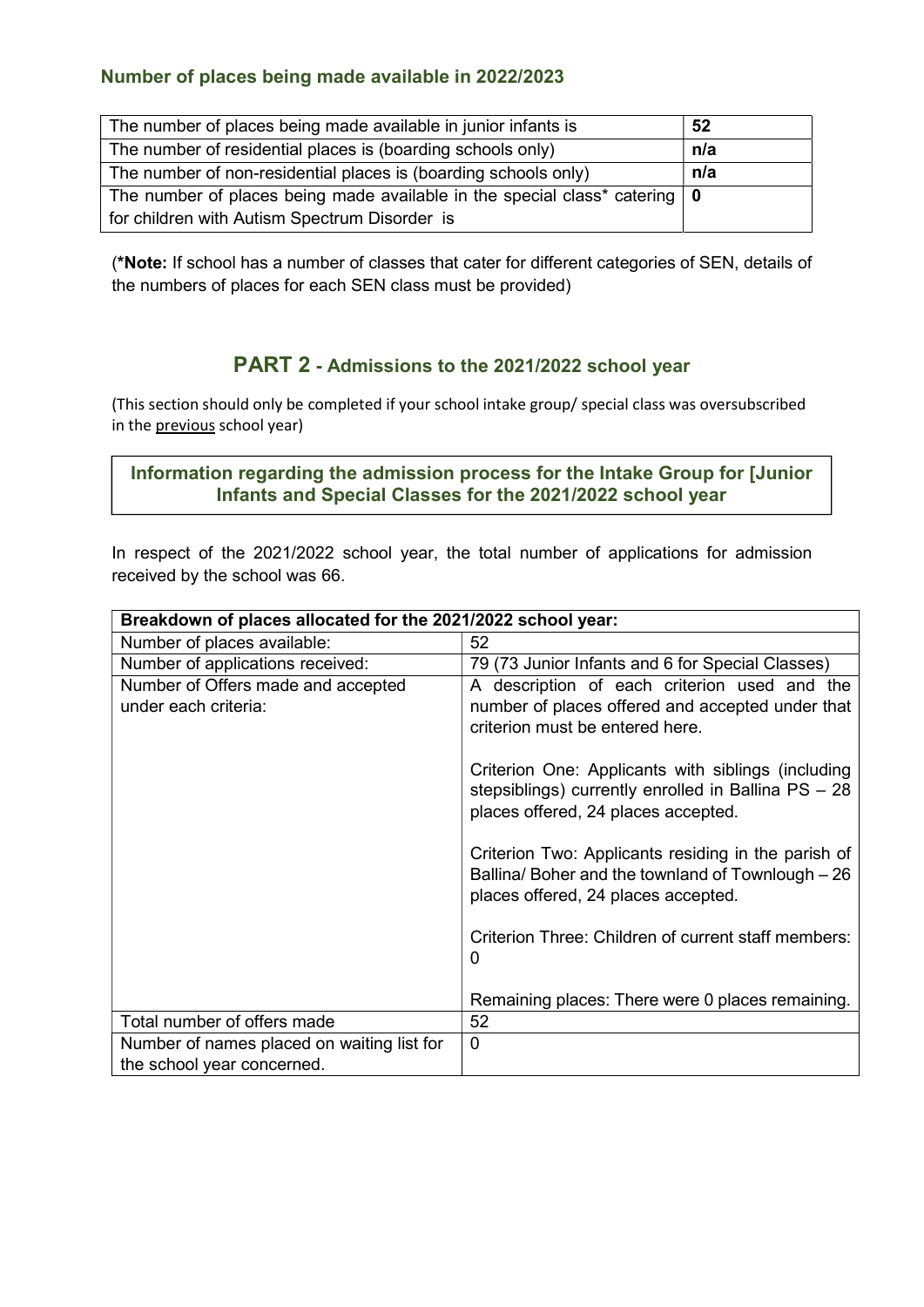## Number of places being made available in 2022/2023

| | |
|---|---|
| The number of places being made available in junior infants is | **52** |
| The number of residential places is (boarding schools only) | **n/a** |
| The number of non-residential places is (boarding schools only) | **n/a** |
| The number of places being made available in the special class* catering for children with Autism Spectrum Disorder is | **0** |

(***Note:** If school has a number of classes that cater for different categories of SEN, details of the numbers of places for each SEN class must be provided)

## PART 2 - Admissions to the 2021/2022 school year

(This section should only be completed if your school intake group/ special class was oversubscribed in the previous school year)

### Information regarding the admission process for the Intake Group for [Junior Infants and Special Classes for the 2021/2022 school year

In respect of the 2021/2022 school year, the total number of applications for admission received by the school was 66.

| **Breakdown of places allocated for the 2021/2022 school year:** | |
|---|---|
| Number of places available: | 52 |
| Number of applications received: | 79 (73 Junior Infants and 6 for Special Classes) |
| Number of Offers made and accepted under each criteria: | A description of each criterion used and the number of places offered and accepted under that criterion must be entered here.<br><br>Criterion One: Applicants with siblings (including stepsiblings) currently enrolled in Ballina PS – 28 places offered, 24 places accepted.<br><br>Criterion Two: Applicants residing in the parish of Ballina/ Boher and the townland of Townlough – 26 places offered, 24 places accepted.<br><br>Criterion Three: Children of current staff members: 0<br><br>Remaining places: There were 0 places remaining. |
| Total number of offers made | 52 |
| Number of names placed on waiting list for the school year concerned. | 0 |